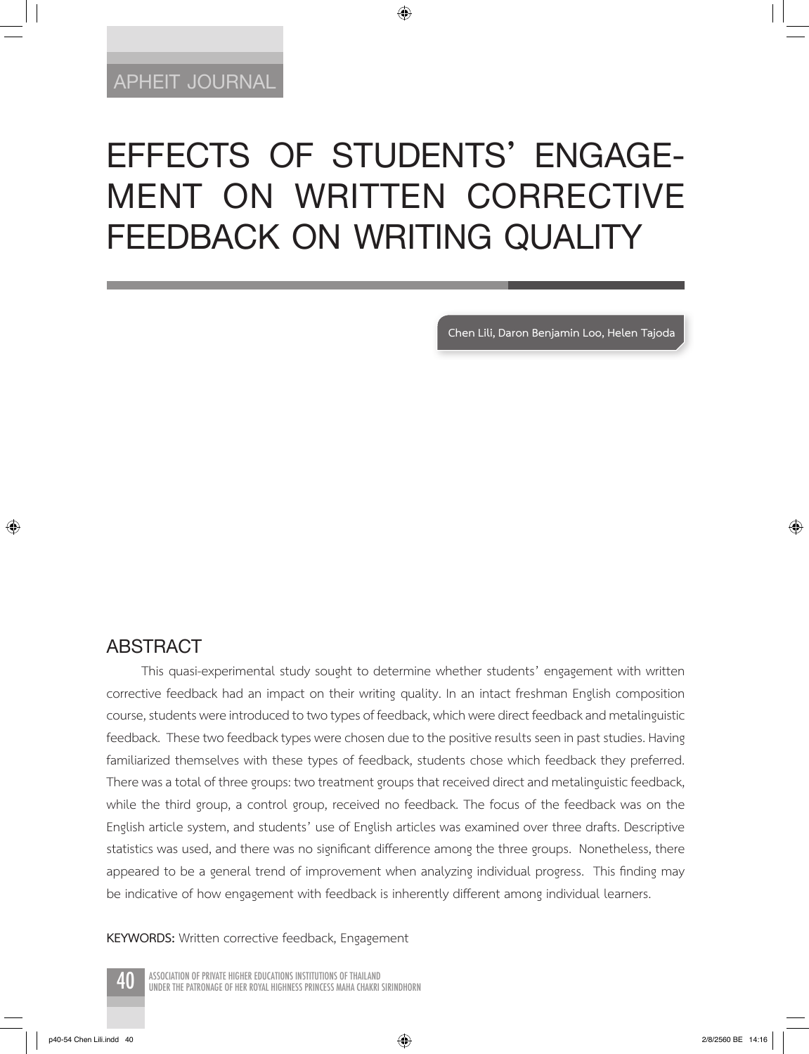# EFFECTS OF STUDENTS' ENGAGEMENT ON WRITTEN CORRECTIVE FEEDBACK ON WRITING QUALITY

**Chen Lili, Daron Benjamin Loo, Helen Tajoda**

## ABSTRACT

This quasi-experimental study sought to determine whether students' engagement with written corrective feedback had an impact on their writing quality. In an intact freshman English composition course, students were introduced to two types of feedback, which were direct feedback and metalinguistic feedback. These two feedback types were chosen due to the positive results seen in past studies. Having familiarized themselves with these types of feedback, students chose which feedback they preferred. There was a total of three groups: two treatment groups that received direct and metalinguistic feedback, while the third group, a control group, received no feedback. The focus of the feedback was on the English article system, and students' use of English articles was examined over three drafts. Descriptive statistics was used, and there was no significant difference among the three groups. Nonetheless, there appeared to be a general trend of improvement when analyzing individual progress. This finding may be indicative of how engagement with feedback is inherently different among individual learners.

**KEYWORDS:** Written corrective feedback, Engagement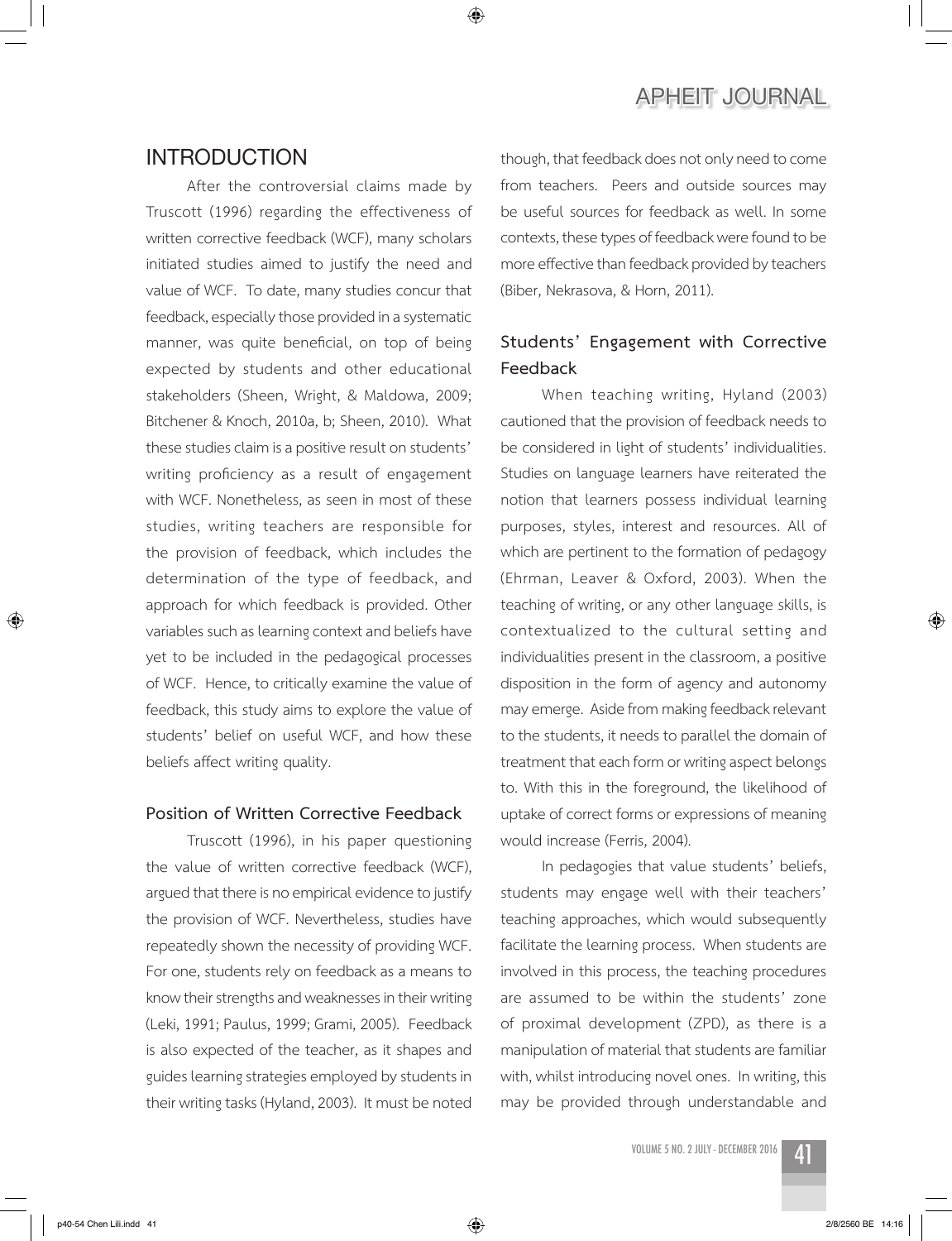## INTRODUCTION

After the controversial claims made by Truscott (1996) regarding the effectiveness of written corrective feedback (WCF), many scholars initiated studies aimed to justify the need and value of WCF. To date, many studies concur that feedback, especially those provided in a systematic manner, was quite beneficial, on top of being expected by students and other educational stakeholders (Sheen, Wright, & Maldowa, 2009; Bitchener & Knoch, 2010a, b; Sheen, 2010). What these studies claim is a positive result on students' writing proficiency as a result of engagement with WCF. Nonetheless, as seen in most of these studies, writing teachers are responsible for the provision of feedback, which includes the determination of the type of feedback, and approach for which feedback is provided. Other variables such as learning context and beliefs have yet to be included in the pedagogical processes of WCF. Hence, to critically examine the value of feedback, this study aims to explore the value of students' belief on useful WCF, and how these beliefs affect writing quality.

### Position of Written Corrective Feedback

Truscott (1996), in his paper questioning the value of written corrective feedback (WCF), argued that there is no empirical evidence to justify the provision of WCF. Nevertheless, studies have repeatedly shown the necessity of providing WCF. For one, students rely on feedback as a means to know their strengths and weaknesses in their writing (Leki, 1991; Paulus, 1999; Grami, 2005). Feedback is also expected of the teacher, as it shapes and guides learning strategies employed by students in their writing tasks (Hyland, 2003). It must be noted though, that feedback does not only need to come from teachers. Peers and outside sources may be useful sources for feedback as well. In some contexts, these types of feedback were found to be more effective than feedback provided by teachers (Biber, Nekrasova, & Horn, 2011).

### Students' Engagement with Corrective Feedback

When teaching writing, Hyland (2003) cautioned that the provision of feedback needs to be considered in light of students' individualities. Studies on language learners have reiterated the notion that learners possess individual learning purposes, styles, interest and resources. All of which are pertinent to the formation of pedagogy (Ehrman, Leaver & Oxford, 2003). When the teaching of writing, or any other language skills, is contextualized to the cultural setting and individualities present in the classroom, a positive disposition in the form of agency and autonomy may emerge. Aside from making feedback relevant to the students, it needs to parallel the domain of treatment that each form or writing aspect belongs to. With this in the foreground, the likelihood of uptake of correct forms or expressions of meaning would increase (Ferris, 2004).

In pedagogies that value students' beliefs, students may engage well with their teachers' teaching approaches, which would subsequently facilitate the learning process. When students are involved in this process, the teaching procedures are assumed to be within the students' zone of proximal development (ZPD), as there is a manipulation of material that students are familiar with, whilst introducing novel ones. In writing, this may be provided through understandable and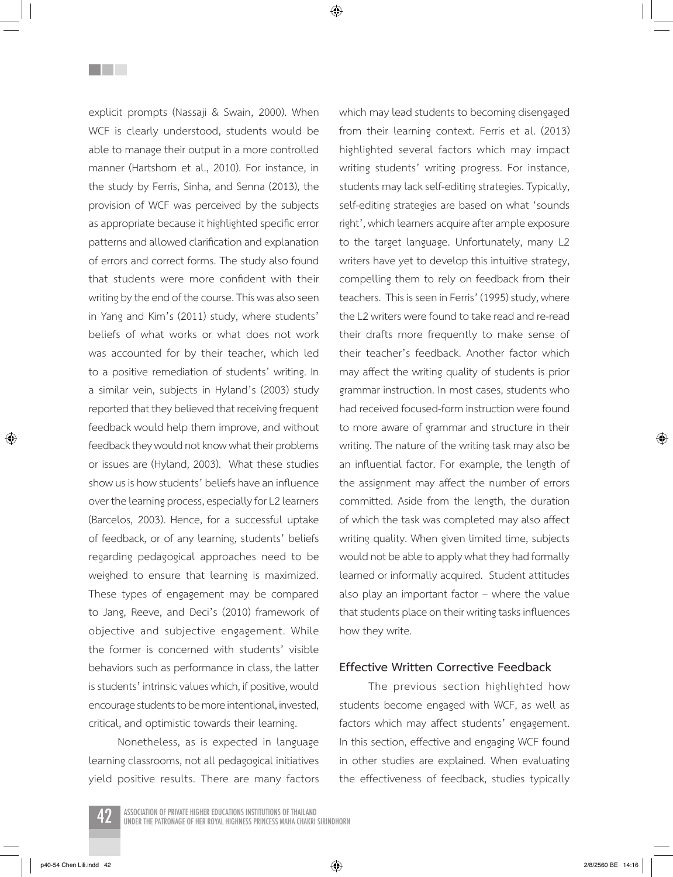explicit prompts (Nassaji & Swain, 2000). When WCF is clearly understood, students would be able to manage their output in a more controlled manner (Hartshorn et al., 2010). For instance, in the study by Ferris, Sinha, and Senna (2013), the provision of WCF was perceived by the subjects as appropriate because it highlighted specific error patterns and allowed clarification and explanation of errors and correct forms. The study also found that students were more confident with their writing by the end of the course. This was also seen in Yang and Kim's (2011) study, where students' beliefs of what works or what does not work was accounted for by their teacher, which led to a positive remediation of students' writing. In a similar vein, subjects in Hyland's (2003) study reported that they believed that receiving frequent feedback would help them improve, and without feedback they would not know what their problems or issues are (Hyland, 2003). What these studies show us is how students' beliefs have an influence over the learning process, especially for L2 learners (Barcelos, 2003). Hence, for a successful uptake of feedback, or of any learning, students' beliefs regarding pedagogical approaches need to be weighed to ensure that learning is maximized. These types of engagement may be compared to Jang, Reeve, and Deci's (2010) framework of objective and subjective engagement. While the former is concerned with students' visible behaviors such as performance in class, the latter is students' intrinsic values which, if positive, would encourage students to be more intentional, invested, critical, and optimistic towards their learning.

Nonetheless, as is expected in language learning classrooms, not all pedagogical initiatives yield positive results. There are many factors which may lead students to becoming disengaged from their learning context. Ferris et al. (2013) highlighted several factors which may impact writing students' writing progress. For instance, students may lack self-editing strategies. Typically, self-editing strategies are based on what 'sounds right', which learners acquire after ample exposure to the target language. Unfortunately, many L2 writers have yet to develop this intuitive strategy, compelling them to rely on feedback from their teachers. This is seen in Ferris' (1995) study, where the L2 writers were found to take read and re-read their drafts more frequently to make sense of their teacher's feedback. Another factor which may affect the writing quality of students is prior grammar instruction. In most cases, students who had received focused-form instruction were found to more aware of grammar and structure in their writing. The nature of the writing task may also be an influential factor. For example, the length of the assignment may affect the number of errors committed. Aside from the length, the duration of which the task was completed may also affect writing quality. When given limited time, subjects would not be able to apply what they had formally learned or informally acquired. Student attitudes also play an important factor – where the value that students place on their writing tasks influences how they write.

## Effective Written Corrective Feedback

The previous section highlighted how students become engaged with WCF, as well as factors which may affect students' engagement. In this section, effective and engaging WCF found in other studies are explained. When evaluating the effectiveness of feedback, studies typically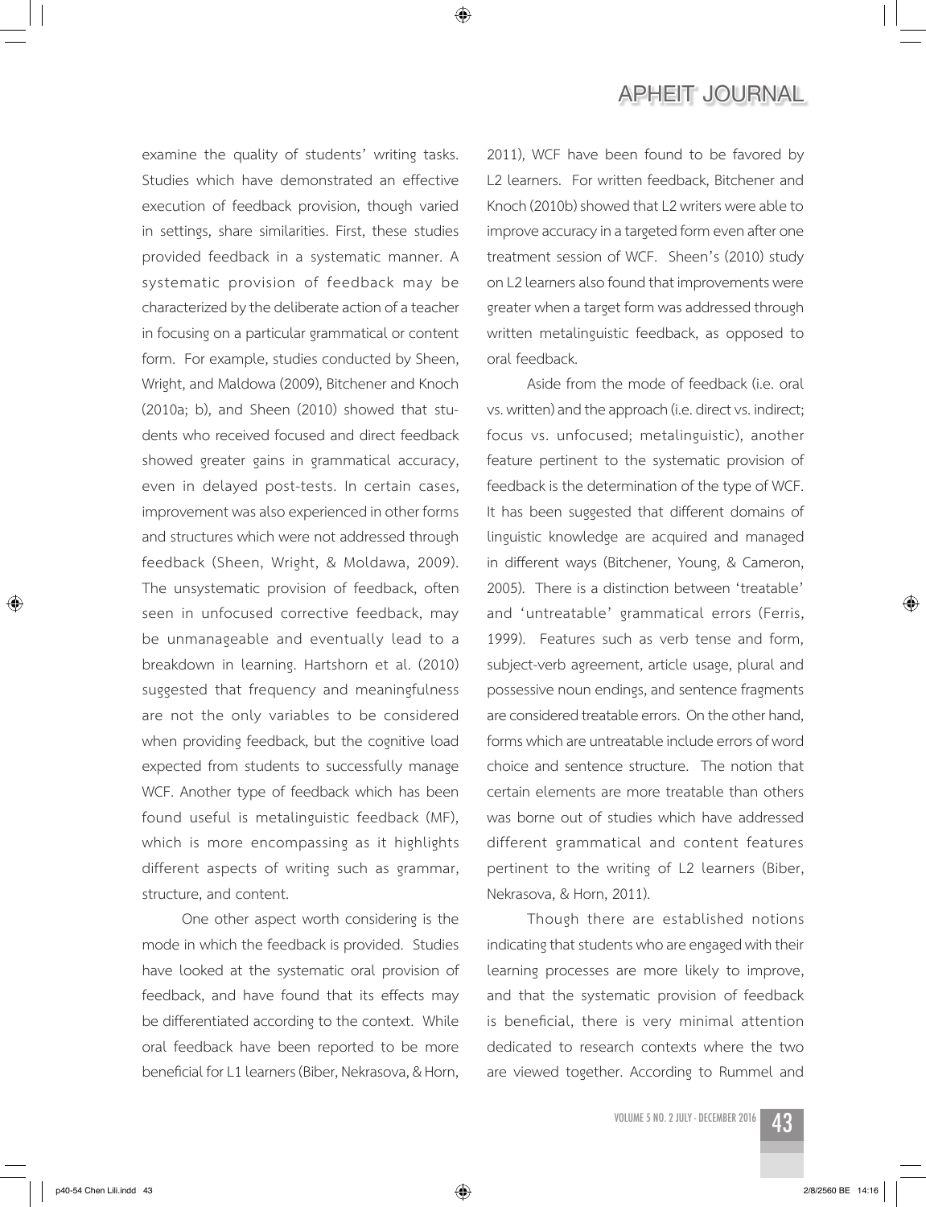examine the quality of students' writing tasks. Studies which have demonstrated an effective execution of feedback provision, though varied in settings, share similarities. First, these studies provided feedback in a systematic manner. A systematic provision of feedback may be characterized by the deliberate action of a teacher in focusing on a particular grammatical or content form. For example, studies conducted by Sheen, Wright, and Maldowa (2009), Bitchener and Knoch (2010a; b), and Sheen (2010) showed that students who received focused and direct feedback showed greater gains in grammatical accuracy, even in delayed post-tests. In certain cases, improvement was also experienced in other forms and structures which were not addressed through feedback (Sheen, Wright, & Moldawa, 2009). The unsystematic provision of feedback, often seen in unfocused corrective feedback, may be unmanageable and eventually lead to a breakdown in learning. Hartshorn et al. (2010) suggested that frequency and meaningfulness are not the only variables to be considered when providing feedback, but the cognitive load expected from students to successfully manage WCF. Another type of feedback which has been found useful is metalinguistic feedback (MF), which is more encompassing as it highlights different aspects of writing such as grammar, structure, and content.

One other aspect worth considering is the mode in which the feedback is provided. Studies have looked at the systematic oral provision of feedback, and have found that its effects may be differentiated according to the context. While oral feedback have been reported to be more beneficial for L1 learners (Biber, Nekrasova, & Horn, 2011), WCF have been found to be favored by L2 learners. For written feedback, Bitchener and Knoch (2010b) showed that L2 writers were able to improve accuracy in a targeted form even after one treatment session of WCF. Sheen's (2010) study on L2 learners also found that improvements were greater when a target form was addressed through written metalinguistic feedback, as opposed to oral feedback.

Aside from the mode of feedback (i.e. oral vs. written) and the approach (i.e. direct vs. indirect; focus vs. unfocused; metalinguistic), another feature pertinent to the systematic provision of feedback is the determination of the type of WCF. It has been suggested that different domains of linguistic knowledge are acquired and managed in different ways (Bitchener, Young, & Cameron, 2005). There is a distinction between 'treatable' and 'untreatable' grammatical errors (Ferris, 1999). Features such as verb tense and form, subject-verb agreement, article usage, plural and possessive noun endings, and sentence fragments are considered treatable errors. On the other hand, forms which are untreatable include errors of word choice and sentence structure. The notion that certain elements are more treatable than others was borne out of studies which have addressed different grammatical and content features pertinent to the writing of L2 learners (Biber, Nekrasova, & Horn, 2011).

Though there are established notions indicating that students who are engaged with their learning processes are more likely to improve, and that the systematic provision of feedback is beneficial, there is very minimal attention dedicated to research contexts where the two are viewed together. According to Rummel and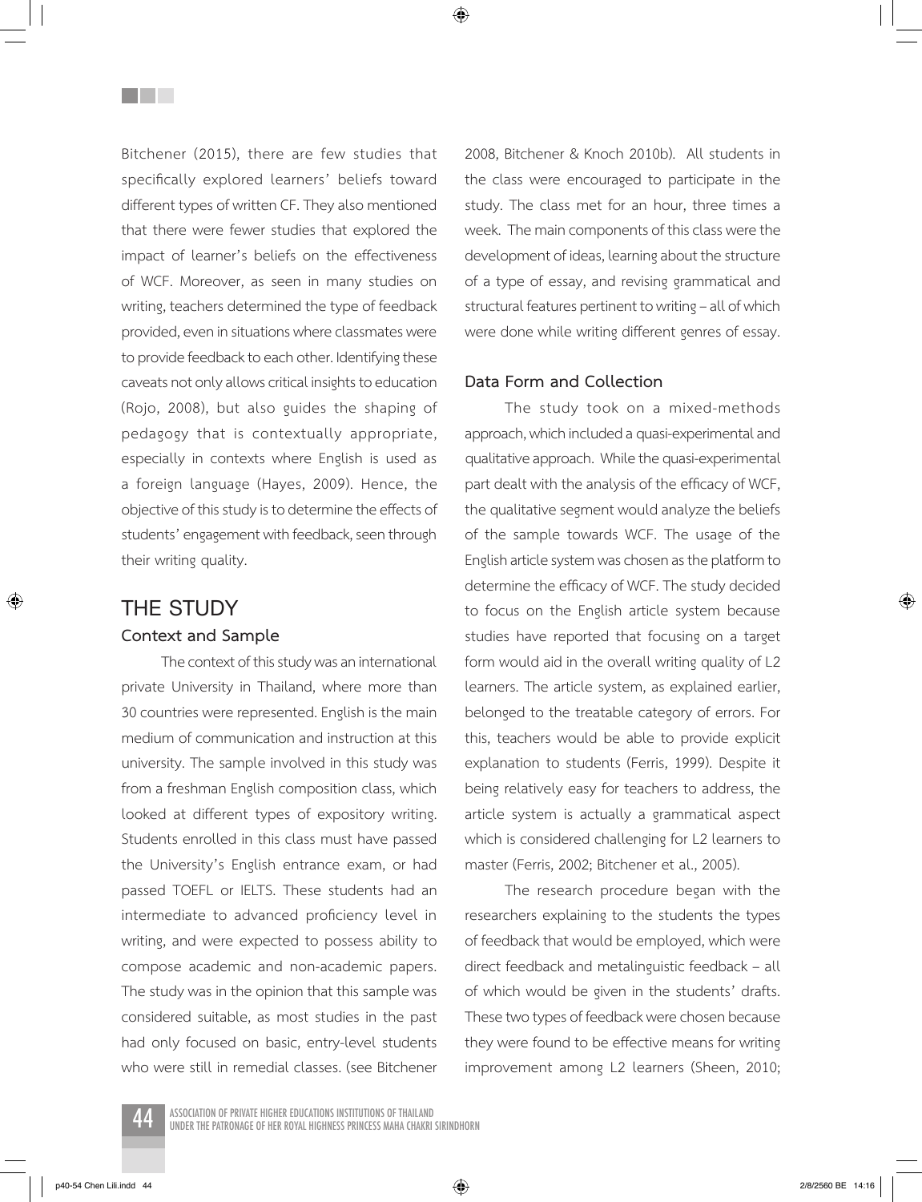Bitchener (2015), there are few studies that specifically explored learners' beliefs toward different types of written CF. They also mentioned that there were fewer studies that explored the impact of learner's beliefs on the effectiveness of WCF. Moreover, as seen in many studies on writing, teachers determined the type of feedback provided, even in situations where classmates were to provide feedback to each other. Identifying these caveats not only allows critical insights to education (Rojo, 2008), but also guides the shaping of pedagogy that is contextually appropriate, especially in contexts where English is used as a foreign language (Hayes, 2009). Hence, the objective of this study is to determine the effects of students' engagement with feedback, seen through their writing quality.

# THE STUDY

## Context and Sample

The context of this study was an international private University in Thailand, where more than 30 countries were represented. English is the main medium of communication and instruction at this university. The sample involved in this study was from a freshman English composition class, which looked at different types of expository writing. Students enrolled in this class must have passed the University's English entrance exam, or had passed TOEFL or IELTS. These students had an intermediate to advanced proficiency level in writing, and were expected to possess ability to compose academic and non-academic papers. The study was in the opinion that this sample was considered suitable, as most studies in the past had only focused on basic, entry-level students who were still in remedial classes. (see Bitchener 2008, Bitchener & Knoch 2010b). All students in the class were encouraged to participate in the study. The class met for an hour, three times a week. The main components of this class were the development of ideas, learning about the structure of a type of essay, and revising grammatical and structural features pertinent to writing – all of which were done while writing different genres of essay.

## Data Form and Collection

The study took on a mixed-methods approach, which included a quasi-experimental and qualitative approach. While the quasi-experimental part dealt with the analysis of the efficacy of WCF, the qualitative segment would analyze the beliefs of the sample towards WCF. The usage of the English article system was chosen as the platform to determine the efficacy of WCF. The study decided to focus on the English article system because studies have reported that focusing on a target form would aid in the overall writing quality of L2 learners. The article system, as explained earlier, belonged to the treatable category of errors. For this, teachers would be able to provide explicit explanation to students (Ferris, 1999). Despite it being relatively easy for teachers to address, the article system is actually a grammatical aspect which is considered challenging for L2 learners to master (Ferris, 2002; Bitchener et al., 2005).

The research procedure began with the researchers explaining to the students the types of feedback that would be employed, which were direct feedback and metalinguistic feedback – all of which would be given in the students' drafts. These two types of feedback were chosen because they were found to be effective means for writing improvement among L2 learners (Sheen, 2010;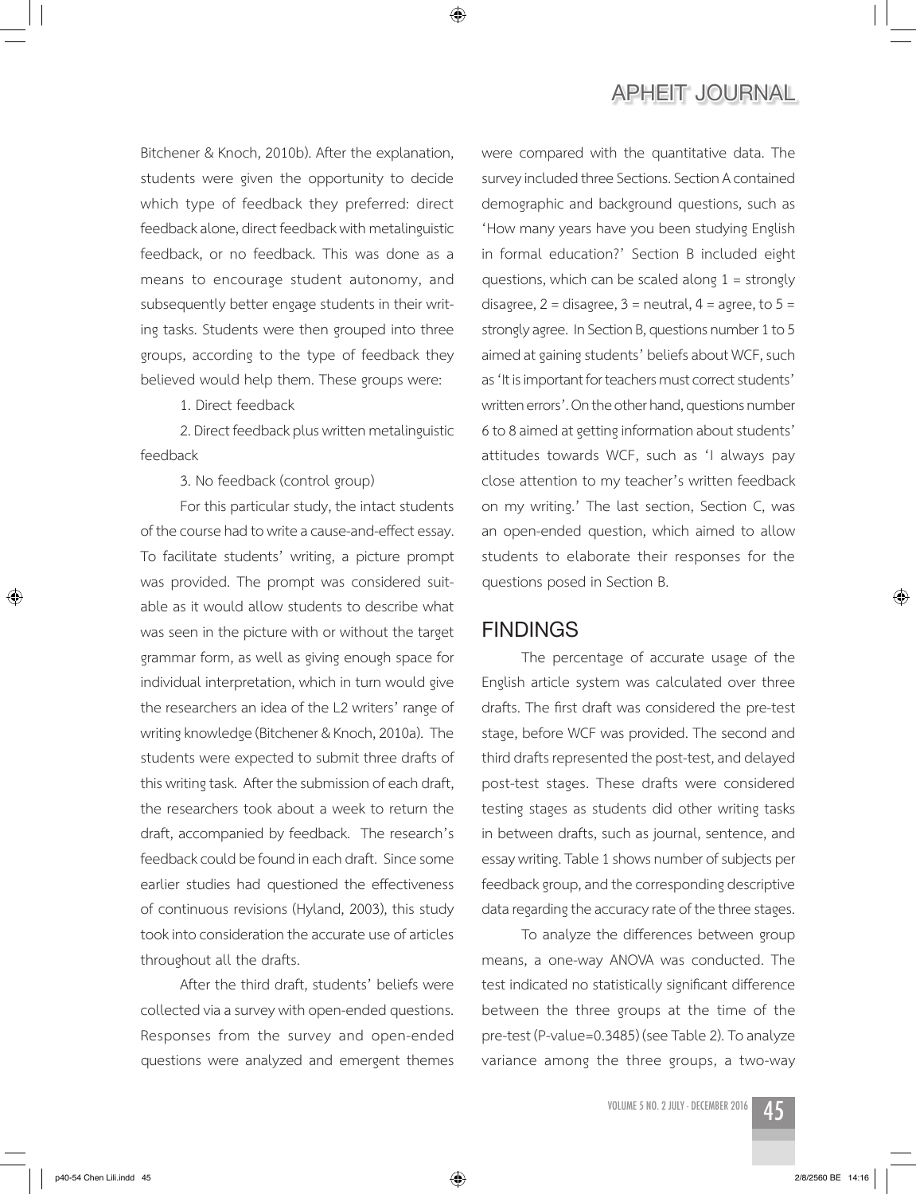Bitchener & Knoch, 2010b). After the explanation, students were given the opportunity to decide which type of feedback they preferred: direct feedback alone, direct feedback with metalinguistic feedback, or no feedback. This was done as a means to encourage student autonomy, and subsequently better engage students in their writing tasks. Students were then grouped into three groups, according to the type of feedback they believed would help them. These groups were:

1. Direct feedback
2. Direct feedback plus written metalinguistic feedback
3. No feedback (control group)

For this particular study, the intact students of the course had to write a cause-and-effect essay. To facilitate students' writing, a picture prompt was provided. The prompt was considered suitable as it would allow students to describe what was seen in the picture with or without the target grammar form, as well as giving enough space for individual interpretation, which in turn would give the researchers an idea of the L2 writers' range of writing knowledge (Bitchener & Knoch, 2010a). The students were expected to submit three drafts of this writing task. After the submission of each draft, the researchers took about a week to return the draft, accompanied by feedback. The research's feedback could be found in each draft. Since some earlier studies had questioned the effectiveness of continuous revisions (Hyland, 2003), this study took into consideration the accurate use of articles throughout all the drafts.

After the third draft, students' beliefs were collected via a survey with open-ended questions. Responses from the survey and open-ended questions were analyzed and emergent themes were compared with the quantitative data. The survey included three Sections. Section A contained demographic and background questions, such as 'How many years have you been studying English in formal education?' Section B included eight questions, which can be scaled along 1 = strongly disagree, 2 = disagree, 3 = neutral, 4 = agree, to 5 = strongly agree. In Section B, questions number 1 to 5 aimed at gaining students' beliefs about WCF, such as 'It is important for teachers must correct students' written errors'. On the other hand, questions number 6 to 8 aimed at getting information about students' attitudes towards WCF, such as 'I always pay close attention to my teacher's written feedback on my writing.' The last section, Section C, was an open-ended question, which aimed to allow students to elaborate their responses for the questions posed in Section B.

## FINDINGS

The percentage of accurate usage of the English article system was calculated over three drafts. The first draft was considered the pre-test stage, before WCF was provided. The second and third drafts represented the post-test, and delayed post-test stages. These drafts were considered testing stages as students did other writing tasks in between drafts, such as journal, sentence, and essay writing. Table 1 shows number of subjects per feedback group, and the corresponding descriptive data regarding the accuracy rate of the three stages.

To analyze the differences between group means, a one-way ANOVA was conducted. The test indicated no statistically significant difference between the three groups at the time of the pre-test (P-value=0.3485) (see Table 2). To analyze variance among the three groups, a two-way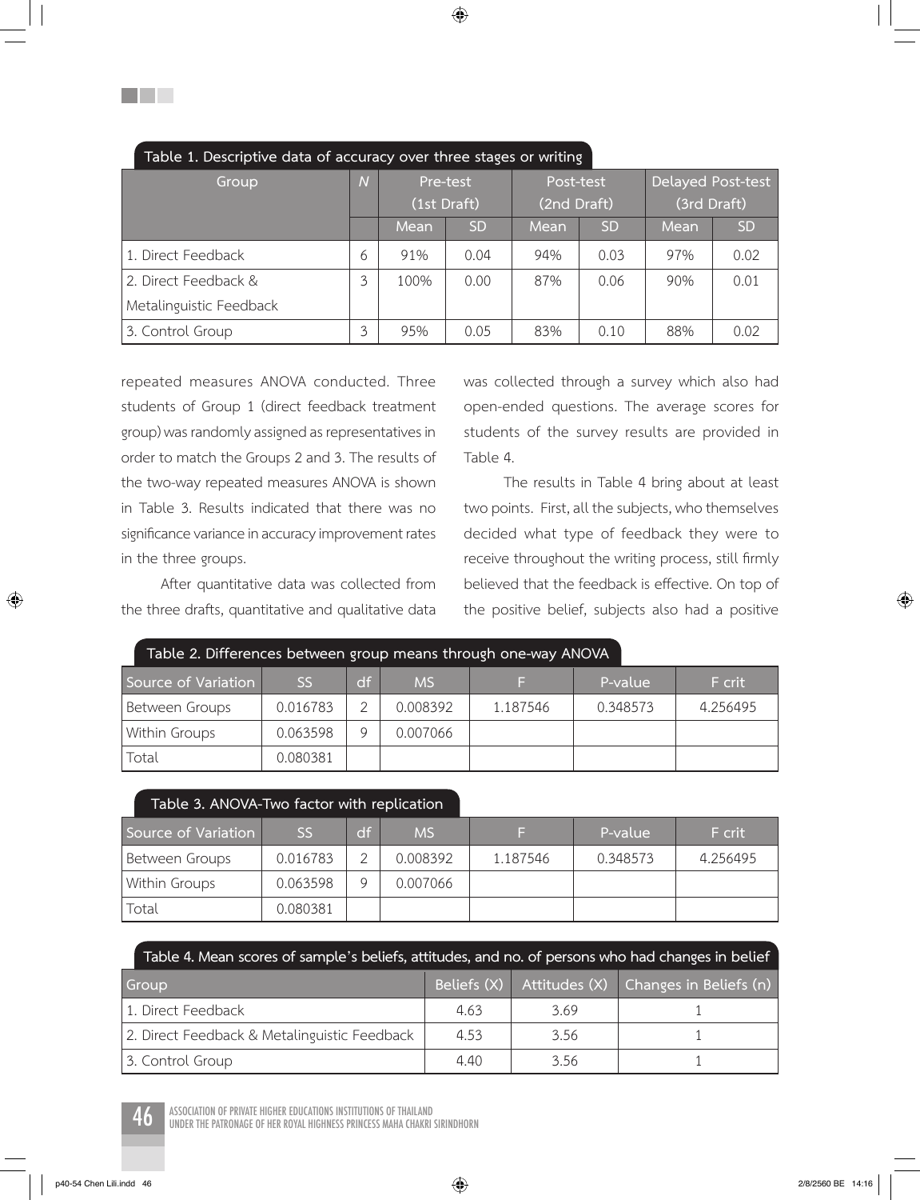Table 1. Descriptive data of accuracy over three stages or writing

| Group | *N* | Pre-test (1st Draft) | | Post-test (2nd Draft) | | Delayed Post-test (3rd Draft) | |
|---|---|---|---|---|---|---|---|
| | | Mean | SD | Mean | SD | Mean | SD |
| 1. Direct Feedback | 6 | 91% | 0.04 | 94% | 0.03 | 97% | 0.02 |
| 2. Direct Feedback & Metalinguistic Feedback | 3 | 100% | 0.00 | 87% | 0.06 | 90% | 0.01 |
| 3. Control Group | 3 | 95% | 0.05 | 83% | 0.10 | 88% | 0.02 |

repeated measures ANOVA conducted. Three students of Group 1 (direct feedback treatment group) was randomly assigned as representatives in order to match the Groups 2 and 3. The results of the two-way repeated measures ANOVA is shown in Table 3. Results indicated that there was no significance variance in accuracy improvement rates in the three groups.

After quantitative data was collected from the three drafts, quantitative and qualitative data was collected through a survey which also had open-ended questions. The average scores for students of the survey results are provided in Table 4.

The results in Table 4 bring about at least two points. First, all the subjects, who themselves decided what type of feedback they were to receive throughout the writing process, still firmly believed that the feedback is effective. On top of the positive belief, subjects also had a positive

Table 2. Differences between group means through one-way ANOVA

| Source of Variation | SS | df | MS | F | P-value | F crit |
|---|---|---|---|---|---|---|
| Between Groups | 0.016783 | 2 | 0.008392 | 1.187546 | 0.348573 | 4.256495 |
| Within Groups | 0.063598 | 9 | 0.007066 | | | |
| Total | 0.080381 | | | | | |

Table 3. ANOVA-Two factor with replication

| Source of Variation | SS | df | MS | F | P-value | F crit |
|---|---|---|---|---|---|---|
| Between Groups | 0.016783 | 2 | 0.008392 | 1.187546 | 0.348573 | 4.256495 |
| Within Groups | 0.063598 | 9 | 0.007066 | | | |
| Total | 0.080381 | | | | | |

Table 4. Mean scores of sample's beliefs, attitudes, and no. of persons who had changes in belief

| Group | Beliefs (X) | Attitudes (X) | Changes in Beliefs (n) |
|---|---|---|---|
| 1. Direct Feedback | 4.63 | 3.69 | 1 |
| 2. Direct Feedback & Metalinguistic Feedback | 4.53 | 3.56 | 1 |
| 3. Control Group | 4.40 | 3.56 | 1 |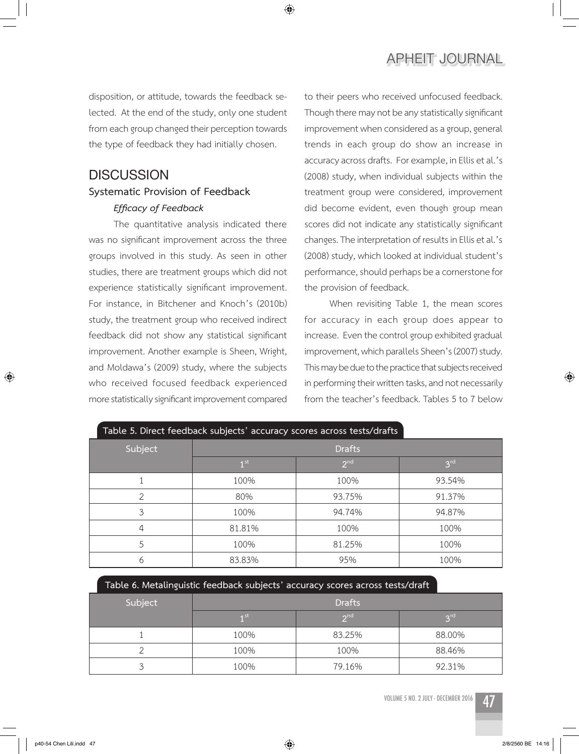disposition, or attitude, towards the feedback selected. At the end of the study, only one student from each group changed their perception towards the type of feedback they had initially chosen.

## DISCUSSION

### Systematic Provision of Feedback

#### *Efficacy of Feedback*

The quantitative analysis indicated there was no significant improvement across the three groups involved in this study. As seen in other studies, there are treatment groups which did not experience statistically significant improvement. For instance, in Bitchener and Knoch's (2010b) study, the treatment group who received indirect feedback did not show any statistical significant improvement. Another example is Sheen, Wright, and Moldawa's (2009) study, where the subjects who received focused feedback experienced more statistically significant improvement compared to their peers who received unfocused feedback. Though there may not be any statistically significant improvement when considered as a group, general trends in each group do show an increase in accuracy across drafts. For example, in Ellis et al.'s (2008) study, when individual subjects within the treatment group were considered, improvement did become evident, even though group mean scores did not indicate any statistically significant changes. The interpretation of results in Ellis et al.'s (2008) study, which looked at individual student's performance, should perhaps be a cornerstone for the provision of feedback.

When revisiting Table 1, the mean scores for accuracy in each group does appear to increase. Even the control group exhibited gradual improvement, which parallels Sheen's (2007) study. This may be due to the practice that subjects received in performing their written tasks, and not necessarily from the teacher's feedback. Tables 5 to 7 below

**Table 5. Direct feedback subjects' accuracy scores across tests/drafts**

| Subject | Drafts | | |
|---|---|---|---|
| | 1st | 2nd | 3rd |
| 1 | 100% | 100% | 93.54% |
| 2 | 80% | 93.75% | 91.37% |
| 3 | 100% | 94.74% | 94.87% |
| 4 | 81.81% | 100% | 100% |
| 5 | 100% | 81.25% | 100% |
| 6 | 83.83% | 95% | 100% |

**Table 6. Metalinguistic feedback subjects' accuracy scores across tests/draft**

| Subject | Drafts | | |
|---|---|---|---|
| | 1st | 2nd | 3rd |
| 1 | 100% | 83.25% | 88.00% |
| 2 | 100% | 100% | 88.46% |
| 3 | 100% | 79.16% | 92.31% |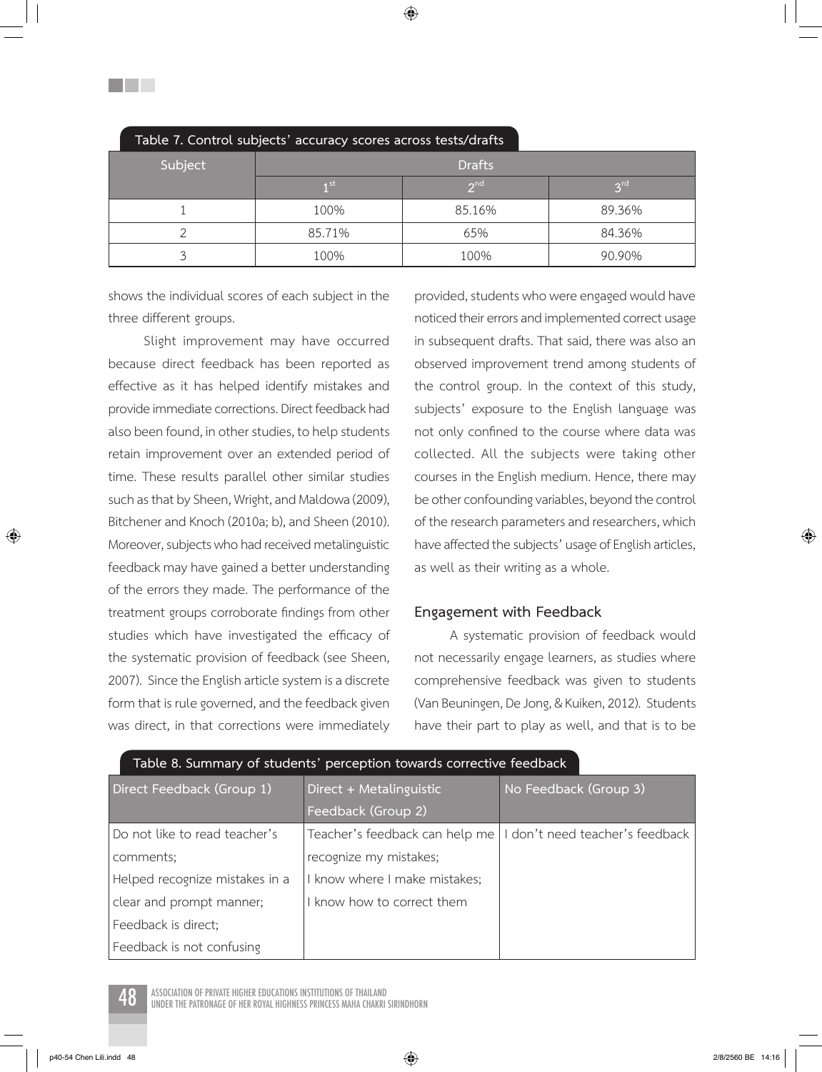Table 7. Control subjects' accuracy scores across tests/drafts

| Subject | Drafts | | |
|---|---|---|---|
| | 1st | 2nd | 3rd |
| 1 | 100% | 85.16% | 89.36% |
| 2 | 85.71% | 65% | 84.36% |
| 3 | 100% | 100% | 90.90% |

shows the individual scores of each subject in the three different groups.

Slight improvement may have occurred because direct feedback has been reported as effective as it has helped identify mistakes and provide immediate corrections. Direct feedback had also been found, in other studies, to help students retain improvement over an extended period of time. These results parallel other similar studies such as that by Sheen, Wright, and Maldowa (2009), Bitchener and Knoch (2010a; b), and Sheen (2010). Moreover, subjects who had received metalinguistic feedback may have gained a better understanding of the errors they made. The performance of the treatment groups corroborate findings from other studies which have investigated the efficacy of the systematic provision of feedback (see Sheen, 2007). Since the English article system is a discrete form that is rule governed, and the feedback given was direct, in that corrections were immediately provided, students who were engaged would have noticed their errors and implemented correct usage in subsequent drafts. That said, there was also an observed improvement trend among students of the control group. In the context of this study, subjects' exposure to the English language was not only confined to the course where data was collected. All the subjects were taking other courses in the English medium. Hence, there may be other confounding variables, beyond the control of the research parameters and researchers, which have affected the subjects' usage of English articles, as well as their writing as a whole.

## Engagement with Feedback

A systematic provision of feedback would not necessarily engage learners, as studies where comprehensive feedback was given to students (Van Beuningen, De Jong, & Kuiken, 2012). Students have their part to play as well, and that is to be

Table 8. Summary of students' perception towards corrective feedback

| Direct Feedback (Group 1) | Direct + Metalinguistic Feedback (Group 2) | No Feedback (Group 3) |
|---|---|---|
| Do not like to read teacher's comments;<br>Helped recognize mistakes in a clear and prompt manner;<br>Feedback is direct;<br>Feedback is not confusing | Teacher's feedback can help me recognize my mistakes;<br>I know where I make mistakes;<br>I know how to correct them | I don't need teacher's feedback |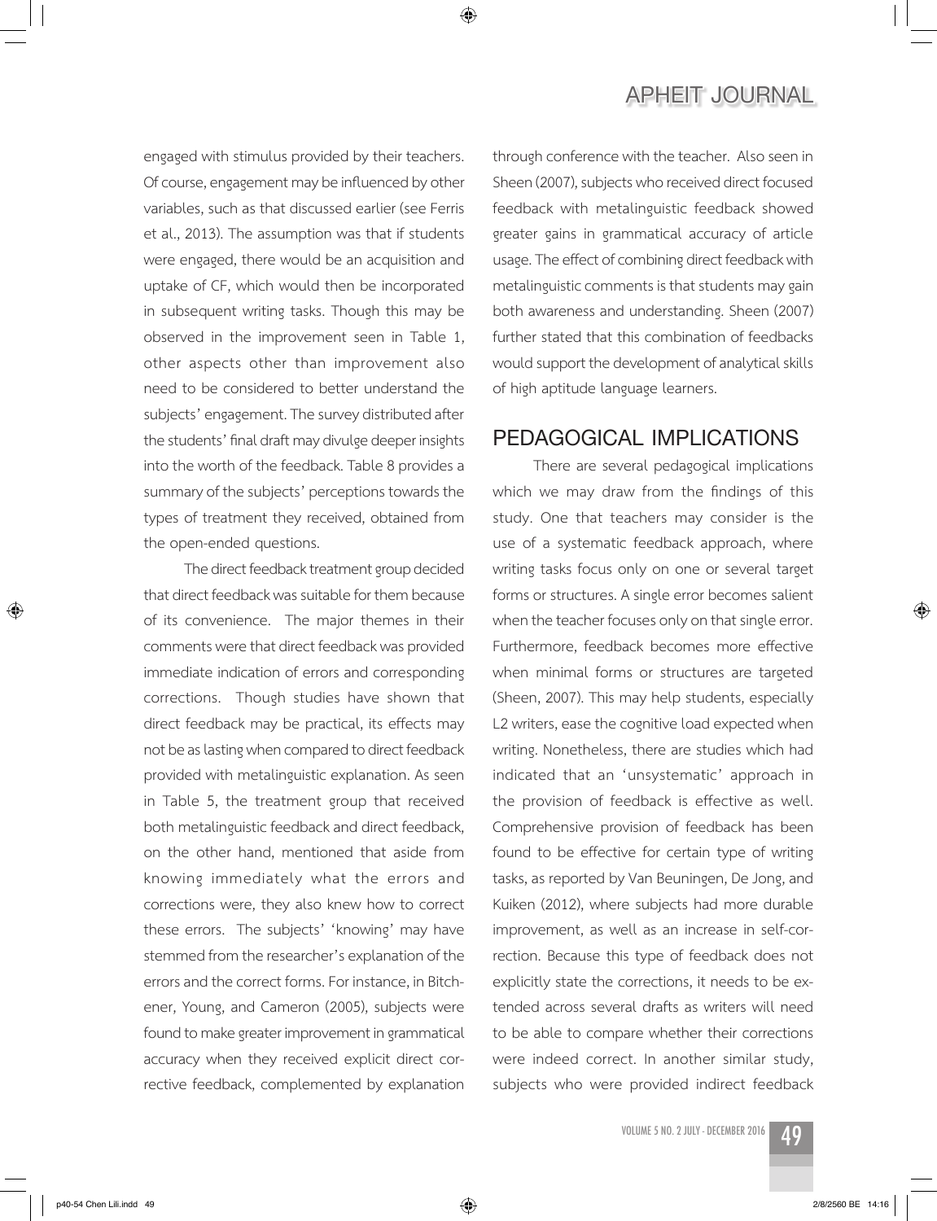engaged with stimulus provided by their teachers. Of course, engagement may be influenced by other variables, such as that discussed earlier (see Ferris et al., 2013). The assumption was that if students were engaged, there would be an acquisition and uptake of CF, which would then be incorporated in subsequent writing tasks. Though this may be observed in the improvement seen in Table 1, other aspects other than improvement also need to be considered to better understand the subjects' engagement. The survey distributed after the students' final draft may divulge deeper insights into the worth of the feedback. Table 8 provides a summary of the subjects' perceptions towards the types of treatment they received, obtained from the open-ended questions.

The direct feedback treatment group decided that direct feedback was suitable for them because of its convenience. The major themes in their comments were that direct feedback was provided immediate indication of errors and corresponding corrections. Though studies have shown that direct feedback may be practical, its effects may not be as lasting when compared to direct feedback provided with metalinguistic explanation. As seen in Table 5, the treatment group that received both metalinguistic feedback and direct feedback, on the other hand, mentioned that aside from knowing immediately what the errors and corrections were, they also knew how to correct these errors. The subjects' 'knowing' may have stemmed from the researcher's explanation of the errors and the correct forms. For instance, in Bitchener, Young, and Cameron (2005), subjects were found to make greater improvement in grammatical accuracy when they received explicit direct corrective feedback, complemented by explanation through conference with the teacher. Also seen in Sheen (2007), subjects who received direct focused feedback with metalinguistic feedback showed greater gains in grammatical accuracy of article usage. The effect of combining direct feedback with metalinguistic comments is that students may gain both awareness and understanding. Sheen (2007) further stated that this combination of feedbacks would support the development of analytical skills of high aptitude language learners.

## PEDAGOGICAL IMPLICATIONS

There are several pedagogical implications which we may draw from the findings of this study. One that teachers may consider is the use of a systematic feedback approach, where writing tasks focus only on one or several target forms or structures. A single error becomes salient when the teacher focuses only on that single error. Furthermore, feedback becomes more effective when minimal forms or structures are targeted (Sheen, 2007). This may help students, especially L2 writers, ease the cognitive load expected when writing. Nonetheless, there are studies which had indicated that an 'unsystematic' approach in the provision of feedback is effective as well. Comprehensive provision of feedback has been found to be effective for certain type of writing tasks, as reported by Van Beuningen, De Jong, and Kuiken (2012), where subjects had more durable improvement, as well as an increase in self-correction. Because this type of feedback does not explicitly state the corrections, it needs to be extended across several drafts as writers will need to be able to compare whether their corrections were indeed correct. In another similar study, subjects who were provided indirect feedback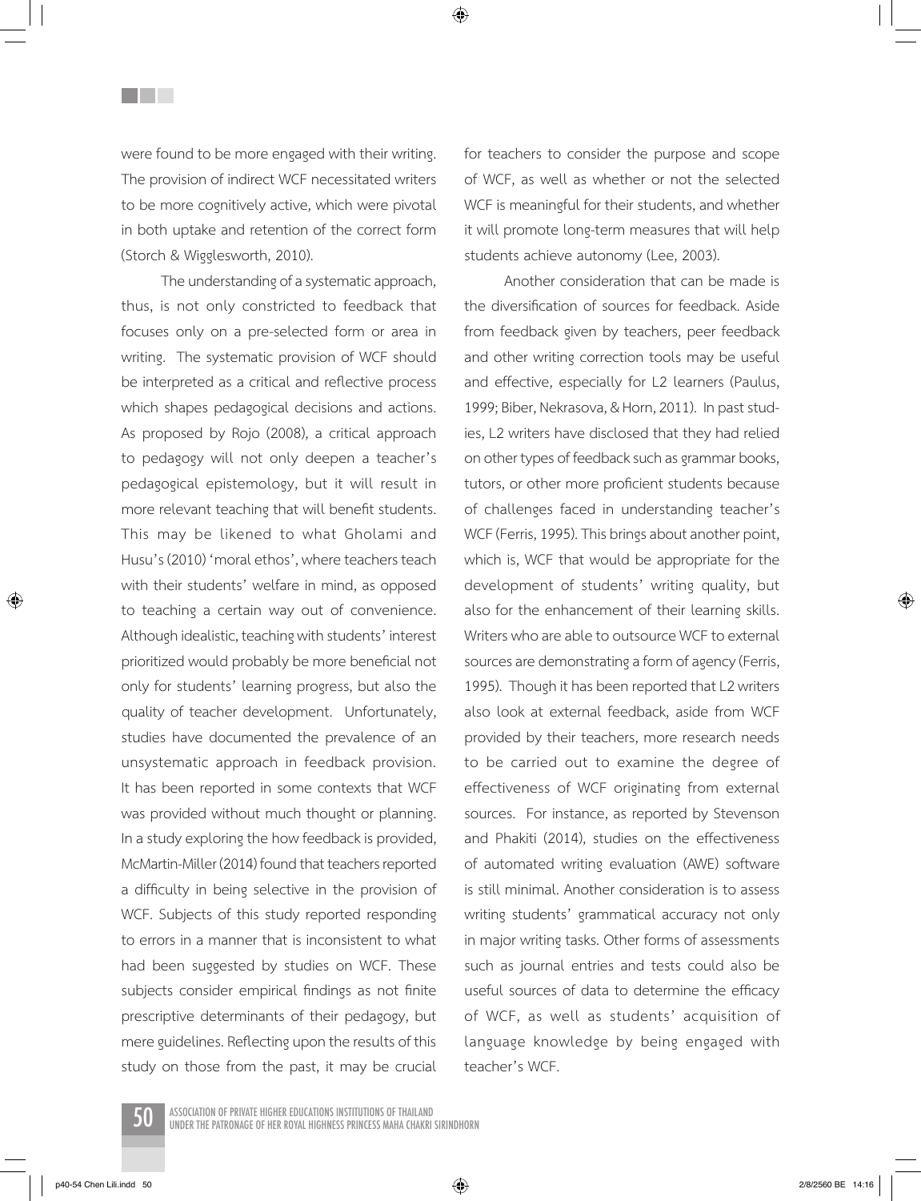were found to be more engaged with their writing. The provision of indirect WCF necessitated writers to be more cognitively active, which were pivotal in both uptake and retention of the correct form (Storch & Wigglesworth, 2010).

The understanding of a systematic approach, thus, is not only constricted to feedback that focuses only on a pre-selected form or area in writing. The systematic provision of WCF should be interpreted as a critical and reflective process which shapes pedagogical decisions and actions. As proposed by Rojo (2008), a critical approach to pedagogy will not only deepen a teacher's pedagogical epistemology, but it will result in more relevant teaching that will benefit students. This may be likened to what Gholami and Husu's (2010) 'moral ethos', where teachers teach with their students' welfare in mind, as opposed to teaching a certain way out of convenience. Although idealistic, teaching with students' interest prioritized would probably be more beneficial not only for students' learning progress, but also the quality of teacher development. Unfortunately, studies have documented the prevalence of an unsystematic approach in feedback provision. It has been reported in some contexts that WCF was provided without much thought or planning. In a study exploring the how feedback is provided, McMartin-Miller (2014) found that teachers reported a difficulty in being selective in the provision of WCF. Subjects of this study reported responding to errors in a manner that is inconsistent to what had been suggested by studies on WCF. These subjects consider empirical findings as not finite prescriptive determinants of their pedagogy, but mere guidelines. Reflecting upon the results of this study on those from the past, it may be crucial for teachers to consider the purpose and scope of WCF, as well as whether or not the selected WCF is meaningful for their students, and whether it will promote long-term measures that will help students achieve autonomy (Lee, 2003).

Another consideration that can be made is the diversification of sources for feedback. Aside from feedback given by teachers, peer feedback and other writing correction tools may be useful and effective, especially for L2 learners (Paulus, 1999; Biber, Nekrasova, & Horn, 2011). In past studies, L2 writers have disclosed that they had relied on other types of feedback such as grammar books, tutors, or other more proficient students because of challenges faced in understanding teacher's WCF (Ferris, 1995). This brings about another point, which is, WCF that would be appropriate for the development of students' writing quality, but also for the enhancement of their learning skills. Writers who are able to outsource WCF to external sources are demonstrating a form of agency (Ferris, 1995). Though it has been reported that L2 writers also look at external feedback, aside from WCF provided by their teachers, more research needs to be carried out to examine the degree of effectiveness of WCF originating from external sources. For instance, as reported by Stevenson and Phakiti (2014), studies on the effectiveness of automated writing evaluation (AWE) software is still minimal. Another consideration is to assess writing students' grammatical accuracy not only in major writing tasks. Other forms of assessments such as journal entries and tests could also be useful sources of data to determine the efficacy of WCF, as well as students' acquisition of language knowledge by being engaged with teacher's WCF.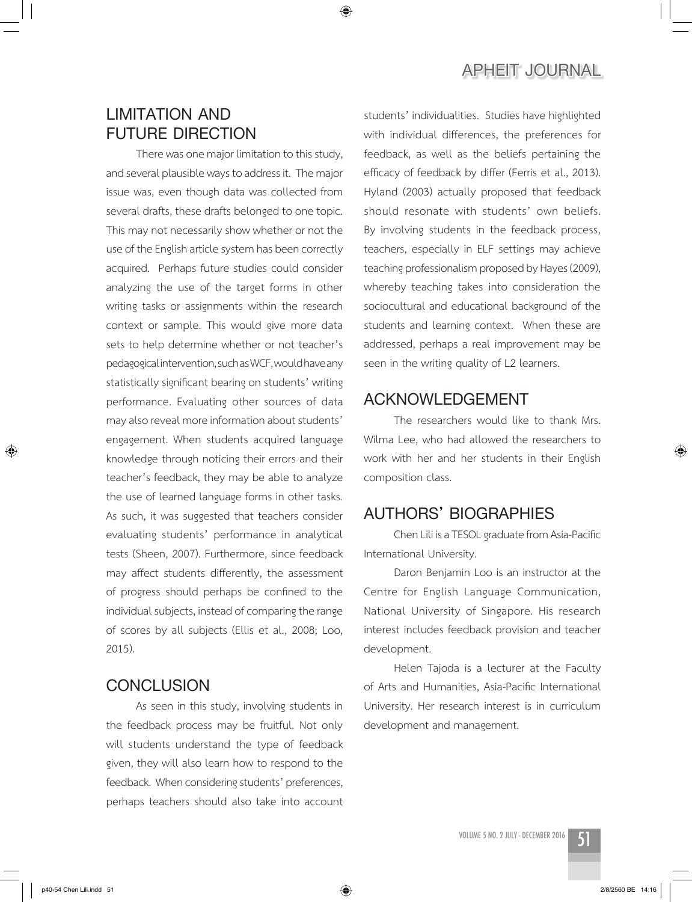## LIMITATION AND FUTURE DIRECTION

There was one major limitation to this study, and several plausible ways to address it. The major issue was, even though data was collected from several drafts, these drafts belonged to one topic. This may not necessarily show whether or not the use of the English article system has been correctly acquired. Perhaps future studies could consider analyzing the use of the target forms in other writing tasks or assignments within the research context or sample. This would give more data sets to help determine whether or not teacher's pedagogical intervention, such as WCF, would have any statistically significant bearing on students' writing performance. Evaluating other sources of data may also reveal more information about students' engagement. When students acquired language knowledge through noticing their errors and their teacher's feedback, they may be able to analyze the use of learned language forms in other tasks. As such, it was suggested that teachers consider evaluating students' performance in analytical tests (Sheen, 2007). Furthermore, since feedback may affect students differently, the assessment of progress should perhaps be confined to the individual subjects, instead of comparing the range of scores by all subjects (Ellis et al., 2008; Loo, 2015).

## CONCLUSION

As seen in this study, involving students in the feedback process may be fruitful. Not only will students understand the type of feedback given, they will also learn how to respond to the feedback. When considering students' preferences, perhaps teachers should also take into account students' individualities. Studies have highlighted with individual differences, the preferences for feedback, as well as the beliefs pertaining the efficacy of feedback by differ (Ferris et al., 2013). Hyland (2003) actually proposed that feedback should resonate with students' own beliefs. By involving students in the feedback process, teachers, especially in ELF settings may achieve teaching professionalism proposed by Hayes (2009), whereby teaching takes into consideration the sociocultural and educational background of the students and learning context. When these are addressed, perhaps a real improvement may be seen in the writing quality of L2 learners.

## ACKNOWLEDGEMENT

The researchers would like to thank Mrs. Wilma Lee, who had allowed the researchers to work with her and her students in their English composition class.

## AUTHORS' BIOGRAPHIES

Chen Lili is a TESOL graduate from Asia-Pacific International University.

Daron Benjamin Loo is an instructor at the Centre for English Language Communication, National University of Singapore. His research interest includes feedback provision and teacher development.

Helen Tajoda is a lecturer at the Faculty of Arts and Humanities, Asia-Pacific International University. Her research interest is in curriculum development and management.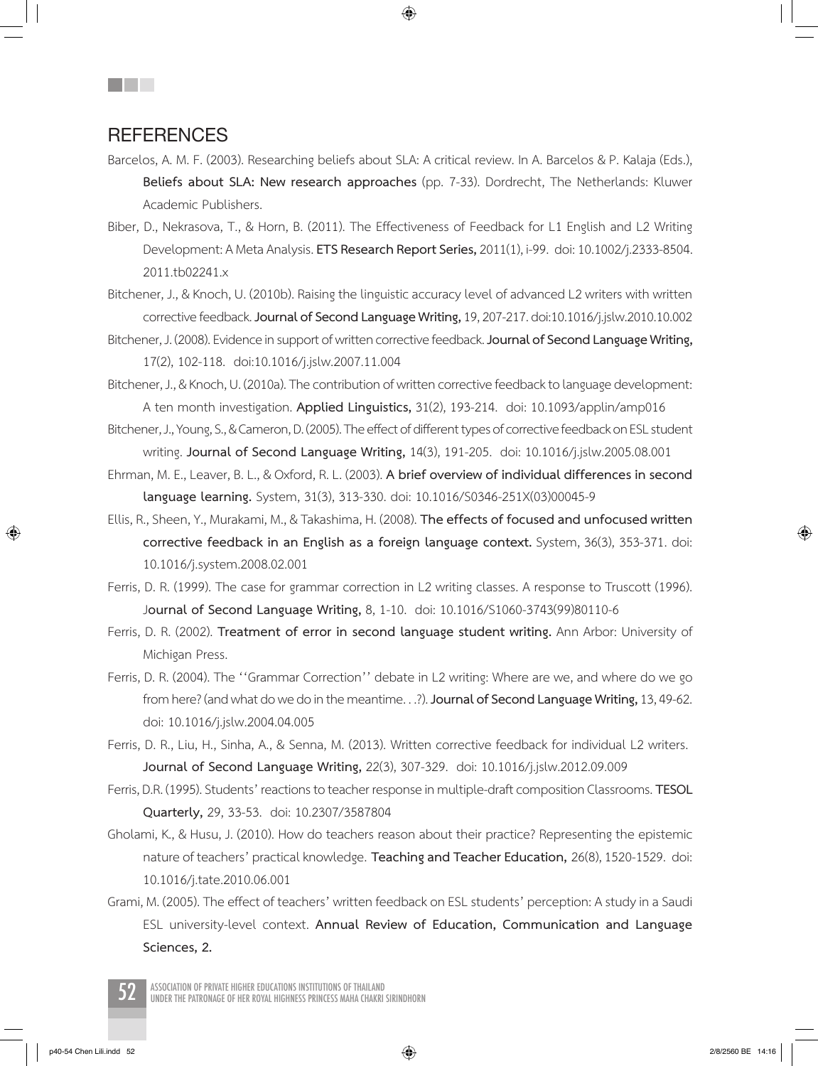## REFERENCES

Barcelos, A. M. F. (2003). Researching beliefs about SLA: A critical review. In A. Barcelos & P. Kalaja (Eds.), **Beliefs about SLA: New research approaches** (pp. 7-33). Dordrecht, The Netherlands: Kluwer Academic Publishers.

Biber, D., Nekrasova, T., & Horn, B. (2011). The Effectiveness of Feedback for L1 English and L2 Writing Development: A Meta Analysis. **ETS Research Report Series,** 2011(1), i-99. doi: 10.1002/j.2333-8504.2011.tb02241.x

Bitchener, J., & Knoch, U. (2010b). Raising the linguistic accuracy level of advanced L2 writers with written corrective feedback. **Journal of Second Language Writing,** 19, 207-217. doi:10.1016/j.jslw.2010.10.002

Bitchener, J. (2008). Evidence in support of written corrective feedback. **Journal of Second Language Writing,** 17(2), 102-118. doi:10.1016/j.jslw.2007.11.004

Bitchener, J., & Knoch, U. (2010a). The contribution of written corrective feedback to language development: A ten month investigation. **Applied Linguistics,** 31(2), 193-214. doi: 10.1093/applin/amp016

Bitchener, J., Young, S., & Cameron, D. (2005). The effect of different types of corrective feedback on ESL student writing. **Journal of Second Language Writing,** 14(3), 191-205. doi: 10.1016/j.jslw.2005.08.001

Ehrman, M. E., Leaver, B. L., & Oxford, R. L. (2003). **A brief overview of individual differences in second language learning.** System, 31(3), 313-330. doi: 10.1016/S0346-251X(03)00045-9

Ellis, R., Sheen, Y., Murakami, M., & Takashima, H. (2008). **The effects of focused and unfocused written corrective feedback in an English as a foreign language context.** System, 36(3), 353-371. doi: 10.1016/j.system.2008.02.001

Ferris, D. R. (1999). The case for grammar correction in L2 writing classes. A response to Truscott (1996). **Journal of Second Language Writing,** 8, 1-10. doi: 10.1016/S1060-3743(99)80110-6

Ferris, D. R. (2002). **Treatment of error in second language student writing.** Ann Arbor: University of Michigan Press.

Ferris, D. R. (2004). The ''Grammar Correction'' debate in L2 writing: Where are we, and where do we go from here? (and what do we do in the meantime. . .?). **Journal of Second Language Writing,** 13, 49-62. doi: 10.1016/j.jslw.2004.04.005

Ferris, D. R., Liu, H., Sinha, A., & Senna, M. (2013). Written corrective feedback for individual L2 writers. **Journal of Second Language Writing,** 22(3), 307-329. doi: 10.1016/j.jslw.2012.09.009

Ferris, D.R. (1995). Students' reactions to teacher response in multiple-draft composition Classrooms. **TESOL Quarterly,** 29, 33-53. doi: 10.2307/3587804

Gholami, K., & Husu, J. (2010). How do teachers reason about their practice? Representing the epistemic nature of teachers' practical knowledge. **Teaching and Teacher Education,** 26(8), 1520-1529. doi: 10.1016/j.tate.2010.06.001

Grami, M. (2005). The effect of teachers' written feedback on ESL students' perception: A study in a Saudi ESL university-level context. **Annual Review of Education, Communication and Language Sciences, 2.**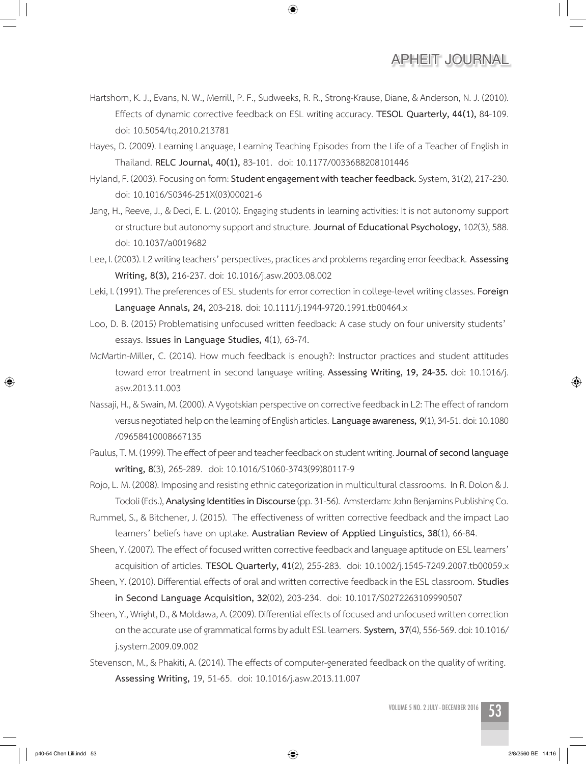Hartshorn, K. J., Evans, N. W., Merrill, P. F., Sudweeks, R. R., Strong-Krause, Diane, & Anderson, N. J. (2010). Effects of dynamic corrective feedback on ESL writing accuracy. **TESOL Quarterly, 44(1),** 84-109. doi: 10.5054/tq.2010.213781

Hayes, D. (2009). Learning Language, Learning Teaching Episodes from the Life of a Teacher of English in Thailand. **RELC Journal, 40(1),** 83-101. doi: 10.1177/0033688208101446

Hyland, F. (2003). Focusing on form: **Student engagement with teacher feedback.** System, 31(2), 217-230. doi: 10.1016/S0346-251X(03)00021-6

Jang, H., Reeve, J., & Deci, E. L. (2010). Engaging students in learning activities: It is not autonomy support or structure but autonomy support and structure. **Journal of Educational Psychology,** 102(3), 588. doi: 10.1037/a0019682

Lee, I. (2003). L2 writing teachers' perspectives, practices and problems regarding error feedback. **Assessing Writing, 8(3),** 216-237. doi: 10.1016/j.asw.2003.08.002

Leki, I. (1991). The preferences of ESL students for error correction in college-level writing classes. **Foreign Language Annals, 24,** 203-218. doi: 10.1111/j.1944-9720.1991.tb00464.x

Loo, D. B. (2015) Problematising unfocused written feedback: A case study on four university students' essays. **Issues in Language Studies, 4**(1), 63-74.

McMartin-Miller, C. (2014). How much feedback is enough?: Instructor practices and student attitudes toward error treatment in second language writing. **Assessing Writing, 19, 24-35.** doi: 10.1016/j.asw.2013.11.003

Nassaji, H., & Swain, M. (2000). A Vygotskian perspective on corrective feedback in L2: The effect of random versus negotiated help on the learning of English articles. **Language awareness, 9**(1), 34-51. doi: 10.1080/09658410008667135

Paulus, T. M. (1999). The effect of peer and teacher feedback on student writing. **Journal of second language writing, 8**(3), 265-289. doi: 10.1016/S1060-3743(99)80117-9

Rojo, L. M. (2008). Imposing and resisting ethnic categorization in multicultural classrooms. In R. Dolon & J. Todoli (Eds.), **Analysing Identities in Discourse** (pp. 31-56). Amsterdam: John Benjamins Publishing Co.

Rummel, S., & Bitchener, J. (2015). The effectiveness of written corrective feedback and the impact Lao learners' beliefs have on uptake. **Australian Review of Applied Linguistics, 38**(1), 66-84.

Sheen, Y. (2007). The effect of focused written corrective feedback and language aptitude on ESL learners' acquisition of articles. **TESOL Quarterly, 41**(2), 255-283. doi: 10.1002/j.1545-7249.2007.tb00059.x

Sheen, Y. (2010). Differential effects of oral and written corrective feedback in the ESL classroom. **Studies in Second Language Acquisition, 32**(02), 203-234. doi: 10.1017/S0272263109990507

Sheen, Y., Wright, D., & Moldawa, A. (2009). Differential effects of focused and unfocused written correction on the accurate use of grammatical forms by adult ESL learners. **System, 37**(4), 556-569. doi: 10.1016/j.system.2009.09.002

Stevenson, M., & Phakiti, A. (2014). The effects of computer-generated feedback on the quality of writing. **Assessing Writing,** 19, 51-65. doi: 10.1016/j.asw.2013.11.007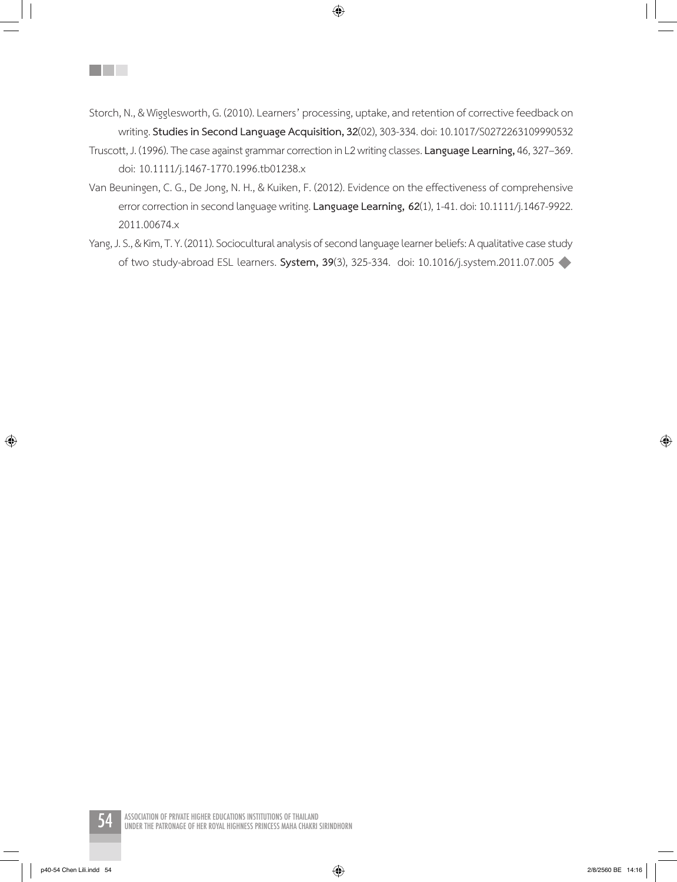Storch, N., & Wigglesworth, G. (2010). Learners' processing, uptake, and retention of corrective feedback on writing. **Studies in Second Language Acquisition, 32**(02), 303-334. doi: 10.1017/S0272263109990532

Truscott, J. (1996). The case against grammar correction in L2 writing classes. **Language Learning,** 46, 327–369. doi: 10.1111/j.1467-1770.1996.tb01238.x

Van Beuningen, C. G., De Jong, N. H., & Kuiken, F. (2012). Evidence on the effectiveness of comprehensive error correction in second language writing. **Language Learning, 62**(1), 1-41. doi: 10.1111/j.1467-9922.2011.00674.x

Yang, J. S., & Kim, T. Y. (2011). Sociocultural analysis of second language learner beliefs: A qualitative case study of two study-abroad ESL learners. **System, 39**(3), 325-334. doi: 10.1016/j.system.2011.07.005